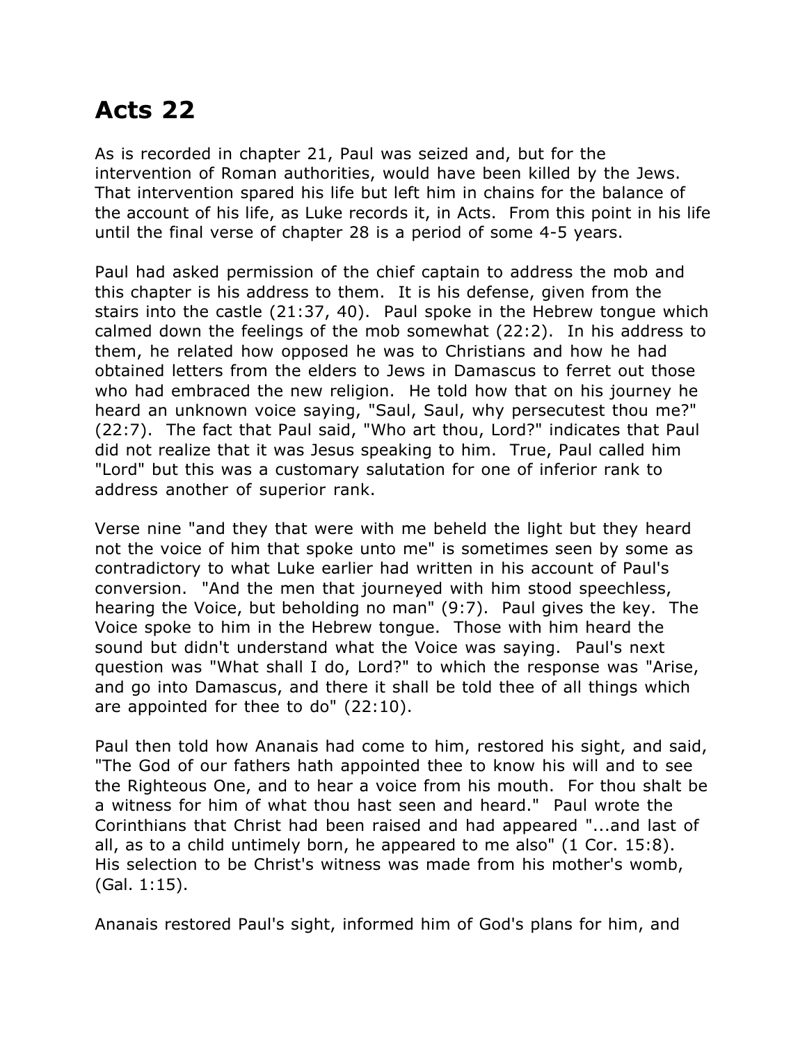# Acts 22

As is recorded in chapter 21, Paul was seized and, but for the intervention of Roman authorities, would have been killed by the Jews. That intervention spared his life but left him in chains for the balance of the account of his life, as Luke records it, in Acts. From this point in his life until the final verse of chapter 28 is a period of some 4-5 years.

Paul had asked permission of the chief captain to address the mob and this chapter is his address to them. It is his defense, given from the stairs into the castle (21:37, 40). Paul spoke in the Hebrew tongue which calmed down the feelings of the mob somewhat (22:2). In his address to them, he related how opposed he was to Christians and how he had obtained letters from the elders to Jews in Damascus to ferret out those who had embraced the new religion. He told how that on his journey he heard an unknown voice saying, "Saul, Saul, why persecutest thou me?" (22:7). The fact that Paul said, "Who art thou, Lord?" indicates that Paul did not realize that it was Jesus speaking to him. True, Paul called him "Lord" but this was a customary salutation for one of inferior rank to address another of superior rank.

Verse nine "and they that were with me beheld the light but they heard not the voice of him that spoke unto me" is sometimes seen by some as contradictory to what Luke earlier had written in his account of Paul's conversion. "And the men that journeyed with him stood speechless, hearing the Voice, but beholding no man" (9:7). Paul gives the key. The Voice spoke to him in the Hebrew tongue. Those with him heard the sound but didn't understand what the Voice was saying. Paul's next question was "What shall I do, Lord?" to which the response was "Arise, and go into Damascus, and there it shall be told thee of all things which are appointed for thee to do" (22:10).

Paul then told how Ananais had come to him, restored his sight, and said, "The God of our fathers hath appointed thee to know his will and to see the Righteous One, and to hear a voice from his mouth. For thou shalt be a witness for him of what thou hast seen and heard." Paul wrote the Corinthians that Christ had been raised and had appeared "...and last of all, as to a child untimely born, he appeared to me also" (1 Cor. 15:8). His selection to be Christ's witness was made from his mother's womb, (Gal. 1:15).

Ananais restored Paul's sight, informed him of God's plans for him, and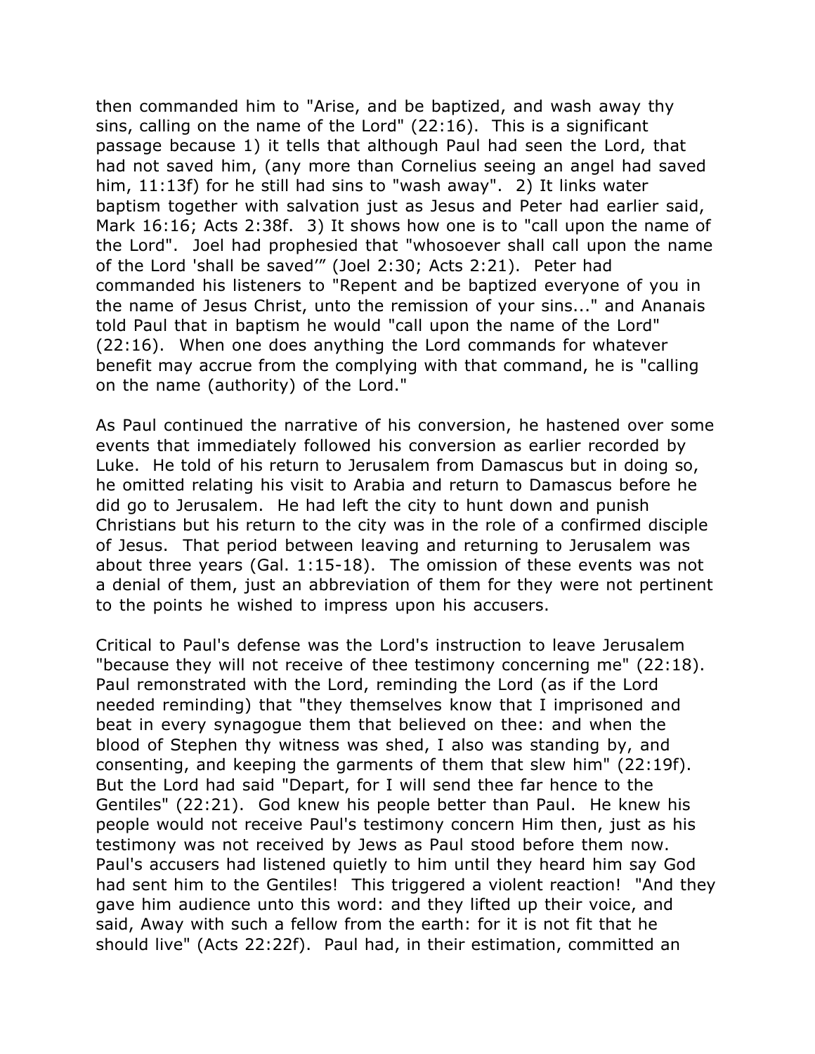then commanded him to "Arise, and be baptized, and wash away thy sins, calling on the name of the Lord" (22:16). This is a significant passage because 1) it tells that although Paul had seen the Lord, that had not saved him, (any more than Cornelius seeing an angel had saved him, 11:13f) for he still had sins to "wash away". 2) It links water baptism together with salvation just as Jesus and Peter had earlier said, Mark 16:16; Acts 2:38f. 3) It shows how one is to "call upon the name of the Lord". Joel had prophesied that "whosoever shall call upon the name of the Lord 'shall be saved'" (Joel 2:30; Acts 2:21). Peter had commanded his listeners to "Repent and be baptized everyone of you in the name of Jesus Christ, unto the remission of your sins..." and Ananais told Paul that in baptism he would "call upon the name of the Lord" (22:16). When one does anything the Lord commands for whatever benefit may accrue from the complying with that command, he is "calling on the name (authority) of the Lord."

As Paul continued the narrative of his conversion, he hastened over some events that immediately followed his conversion as earlier recorded by Luke. He told of his return to Jerusalem from Damascus but in doing so, he omitted relating his visit to Arabia and return to Damascus before he did go to Jerusalem. He had left the city to hunt down and punish Christians but his return to the city was in the role of a confirmed disciple of Jesus. That period between leaving and returning to Jerusalem was about three years (Gal. 1:15-18). The omission of these events was not a denial of them, just an abbreviation of them for they were not pertinent to the points he wished to impress upon his accusers.

Critical to Paul's defense was the Lord's instruction to leave Jerusalem "because they will not receive of thee testimony concerning me" (22:18). Paul remonstrated with the Lord, reminding the Lord (as if the Lord needed reminding) that "they themselves know that I imprisoned and beat in every synagogue them that believed on thee: and when the blood of Stephen thy witness was shed, I also was standing by, and consenting, and keeping the garments of them that slew him" (22:19f). But the Lord had said "Depart, for I will send thee far hence to the Gentiles" (22:21). God knew his people better than Paul. He knew his people would not receive Paul's testimony concern Him then, just as his testimony was not received by Jews as Paul stood before them now. Paul's accusers had listened quietly to him until they heard him say God had sent him to the Gentiles! This triggered a violent reaction! "And they gave him audience unto this word: and they lifted up their voice, and said, Away with such a fellow from the earth: for it is not fit that he should live" (Acts 22:22f). Paul had, in their estimation, committed an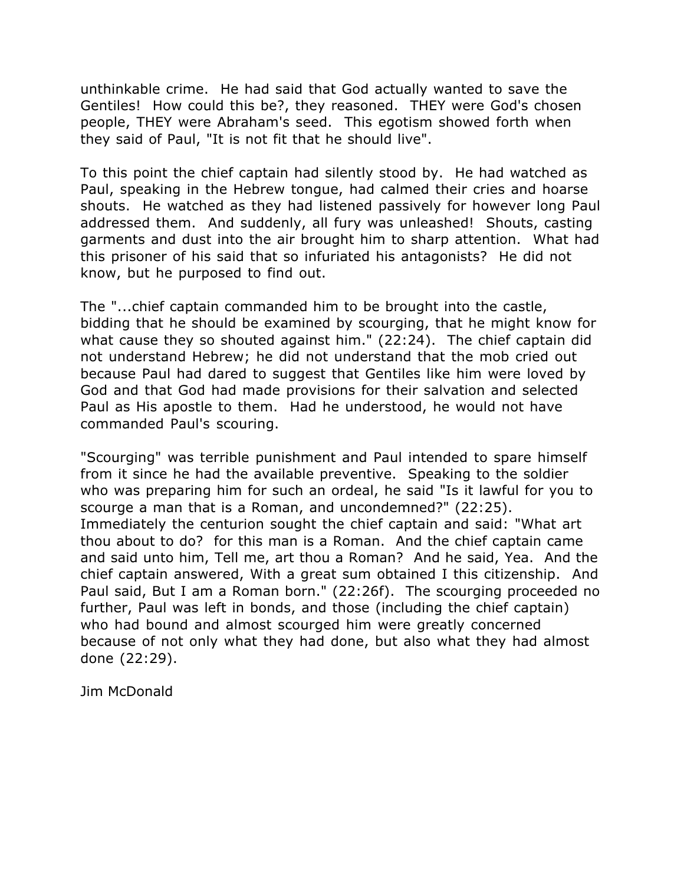unthinkable crime. He had said that God actually wanted to save the Gentiles! How could this be?, they reasoned. THEY were God's chosen people, THEY were Abraham's seed. This egotism showed forth when they said of Paul, "It is not fit that he should live".

To this point the chief captain had silently stood by. He had watched as Paul, speaking in the Hebrew tongue, had calmed their cries and hoarse shouts. He watched as they had listened passively for however long Paul addressed them. And suddenly, all fury was unleashed! Shouts, casting garments and dust into the air brought him to sharp attention. What had this prisoner of his said that so infuriated his antagonists? He did not know, but he purposed to find out.

The "...chief captain commanded him to be brought into the castle, bidding that he should be examined by scourging, that he might know for what cause they so shouted against him." (22:24). The chief captain did not understand Hebrew; he did not understand that the mob cried out because Paul had dared to suggest that Gentiles like him were loved by God and that God had made provisions for their salvation and selected Paul as His apostle to them. Had he understood, he would not have commanded Paul's scouring.

"Scourging" was terrible punishment and Paul intended to spare himself from it since he had the available preventive. Speaking to the soldier who was preparing him for such an ordeal, he said "Is it lawful for you to scourge a man that is a Roman, and uncondemned?" (22:25). Immediately the centurion sought the chief captain and said: "What art thou about to do? for this man is a Roman. And the chief captain came and said unto him, Tell me, art thou a Roman? And he said, Yea. And the chief captain answered, With a great sum obtained I this citizenship. And Paul said, But I am a Roman born." (22:26f). The scourging proceeded no further, Paul was left in bonds, and those (including the chief captain) who had bound and almost scourged him were greatly concerned because of not only what they had done, but also what they had almost done (22:29).

Jim McDonald